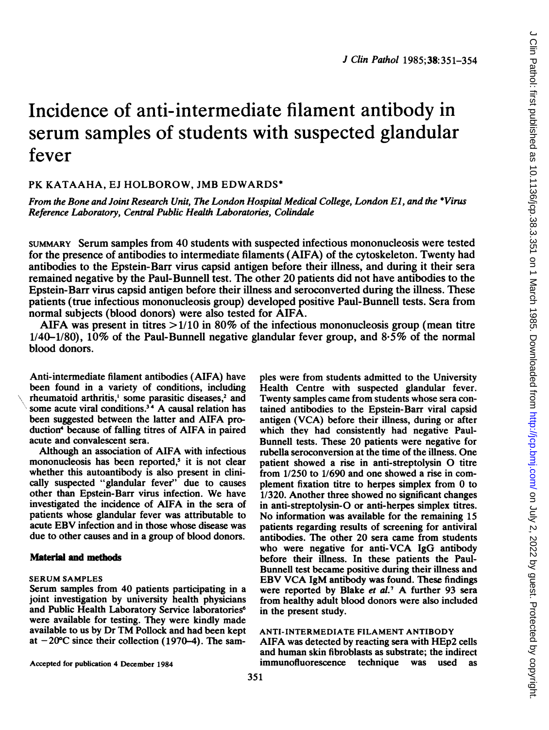// Omit running header "J Clin Pathol 1985;38:351–354" and side watermark.

# Incidence of anti-intermediate filament antibody in serum samples of students with suspected glandular fever

PK KATAAHA, EJ HOLBOROW, JMB EDWARDS*

*From the Bone and Joint Research Unit, The London Hospital Medical College, London E1, and the \*Virus Reference Laboratory, Central Public Health Laboratories, Colindale*

SUMMARY Serum samples from 40 students with suspected infectious mononucleosis were tested for the presence of antibodies to intermediate filaments (AIFA) of the cytoskeleton. Twenty had antibodies to the Epstein-Barr virus capsid antigen before their illness, and during it their sera remained negative by the Paul-Bunnell test. The other 20 patients did not have antibodies to the Epstein-Barr virus capsid antigen before their illness and seroconverted during the illness. These patients (true infectious mononucleosis group) developed positive Paul-Bunnell tests. Sera from normal subjects (blood donors) were also tested for AIFA.

AIFA was present in titres >1/10 in 80% of the infectious mononucleosis group (mean titre 1/40–1/80), 10% of the Paul-Bunnell negative glandular fever group, and 8·5% of the normal blood donors.

Anti-intermediate filament antibodies (AIFA) have been found in a variety of conditions, including rheumatoid arthritis,[1] some parasitic diseases,[2] and some acute viral conditions.[3 4] A causal relation has been suggested between the latter and AIFA production[4] because of falling titres of AIFA in paired acute and convalescent sera.

Although an association of AIFA with infectious mononucleosis has been reported,[5] it is not clear whether this autoantibody is also present in clinically suspected "glandular fever" due to causes other than Epstein-Barr virus infection. We have investigated the incidence of AIFA in the sera of patients whose glandular fever was attributable to acute EBV infection and in those whose disease was due to other causes and in a group of blood donors.

## Material and methods

### SERUM SAMPLES

Serum samples from 40 patients participating in a joint investigation by university health physicians and Public Health Laboratory Service laboratories[6] were available for testing. They were kindly made available to us by Dr TM Pollock and had been kept at −20°C since their collection (1970–4). The samples were from students admitted to the University Health Centre with suspected glandular fever. Twenty samples came from students whose sera contained antibodies to the Epstein-Barr viral capsid antigen (VCA) before their illness, during or after which they had consistently had negative Paul-Bunnell tests. These 20 patients were negative for rubella seroconversion at the time of the illness. One patient showed a rise in anti-streptolysin O titre from 1/250 to 1/690 and one showed a rise in complement fixation titre to herpes simplex from 0 to 1/320. Another three showed no significant changes in anti-streptolysin-O or anti-herpes simplex titres. No information was available for the remaining 15 patients regarding results of screening for antiviral antibodies. The other 20 sera came from students who were negative for anti-VCA IgG antibody before their illness. In these patients the Paul-Bunnell test became positive during their illness and EBV VCA IgM antibody was found. These findings were reported by Blake *et al.*[7] A further 93 sera from healthy adult blood donors were also included in the present study.

### ANTI-INTERMEDIATE FILAMENT ANTIBODY

AIFA was detected by reacting sera with HEp2 cells and human skin fibroblasts as substrate; the indirect immunofluorescence technique was used as

Accepted for publication 4 December 1984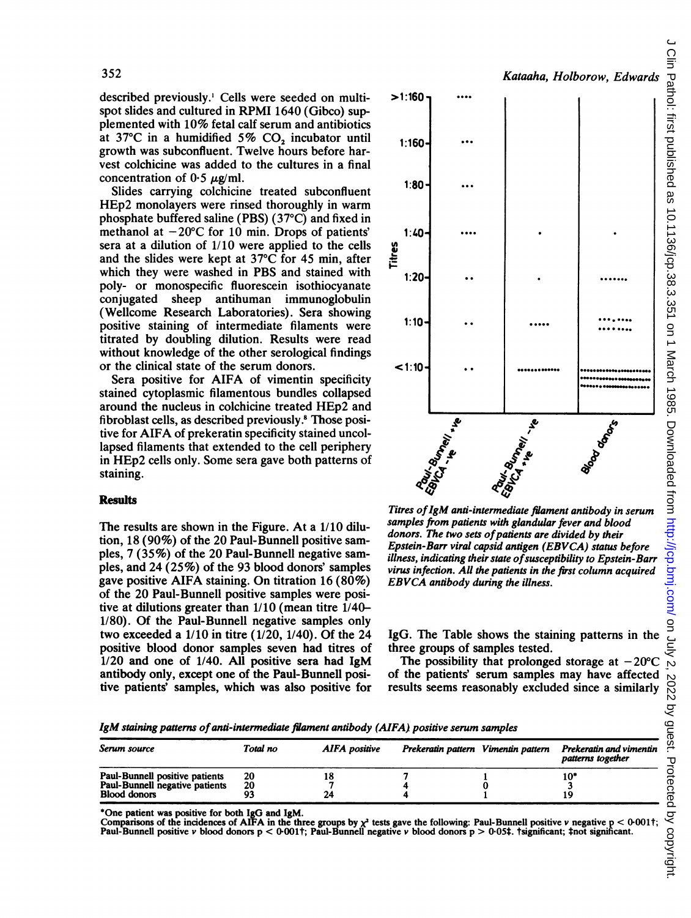described previously.[1] Cells were seeded on multispot slides and cultured in RPMI 1640 (Gibco) supplemented with 10% fetal calf serum and antibiotics at 37°C in a humidified 5% $CO_2$ incubator until growth was subconfluent. Twelve hours before harvest colchicine was added to the cultures in a final concentration of 0·5 µg/ml.

Slides carrying colchicine treated subconfluent HEp2 monolayers were rinsed thoroughly in warm phosphate buffered saline (PBS) (37°C) and fixed in methanol at −20°C for 10 min. Drops of patients' sera at a dilution of 1/10 were applied to the cells and the slides were kept at 37°C for 45 min, after which they were washed in PBS and stained with poly- or monospecific fluorescein isothiocyanate conjugated sheep antihuman immunoglobulin (Wellcome Research Laboratories). Sera showing positive staining of intermediate filaments were titrated by doubling dilution. Results were read without knowledge of the other serological findings or the clinical state of the serum donors.

Sera positive for AIFA of vimentin specificity stained cytoplasmic filamentous bundles collapsed around the nucleus in colchicine treated HEp2 and fibroblast cells, as described previously.[8] Those positive for AIFA of prekeratin specificity stained uncollapsed filaments that extended to the cell periphery in HEp2 cells only. Some sera gave both patterns of staining.

## Results

The results are shown in the Figure. At a 1/10 dilution, 18 (90%) of the 20 Paul-Bunnell positive samples, 7 (35%) of the 20 Paul-Bunnell negative samples, and 24 (25%) of the 93 blood donors' samples gave positive AIFA staining. On titration 16 (80%) of the 20 Paul-Bunnell positive samples were positive at dilutions greater than 1/10 (mean titre 1/40–1/80). Of the Paul-Bunnell negative samples only two exceeded a 1/10 in titre (1/20, 1/40). Of the 24 positive blood donor samples seven had titres of 1/20 and one of 1/40. All positive sera had IgM antibody only, except one of the Paul-Bunnell positive patients' samples, which was also positive for IgG. The Table shows the staining patterns in the three groups of samples tested.

Titres

>1:160

1:160

1:80

1:40

1:20

1:10

<1:10

Paul-Bunnell +ve EBVCA -ve

Paul-Bunnell -ve EBVCA +ve

Blood donors

*Titres of IgM anti-intermediate filament antibody in serum samples from patients with glandular fever and blood donors. The two sets of patients are divided by their Epstein-Barr viral capsid antigen (EBVCA) status before illness, indicating their state of susceptibility to Epstein-Barr virus infection. All the patients in the first column acquired EBVCA antibody during the illness.*

The possibility that prolonged storage at −20°C of the patients' serum samples may have affected results seems reasonably excluded since a similarly

*IgM staining patterns of anti-intermediate filament antibody (AIFA) positive serum samples*

| Serum source | Total no | AIFA positive | Prekeratin pattern | Vimentin pattern | Prekeratin and vimentin patterns together |
|---|---|---|---|---|---|
| Paul-Bunnell positive patients | 20 | 18 | 7 | 1 | 10* |
| Paul-Bunnell negative patients | 20 | 7 | 4 | 0 | 3 |
| Blood donors | 93 | 24 | 4 | 1 | 19 |

*One patient was positive for both IgG and IgM.

Comparisons of the incidences of AIFA in the three groups by $\chi^2$ tests gave the following: Paul-Bunnell positive v negative $p < 0·001$†; Paul-Bunnell positive v blood donors $p < 0·001$†; Paul-Bunnell negative v blood donors $p > 0·05$‡. †significant; ‡not significant.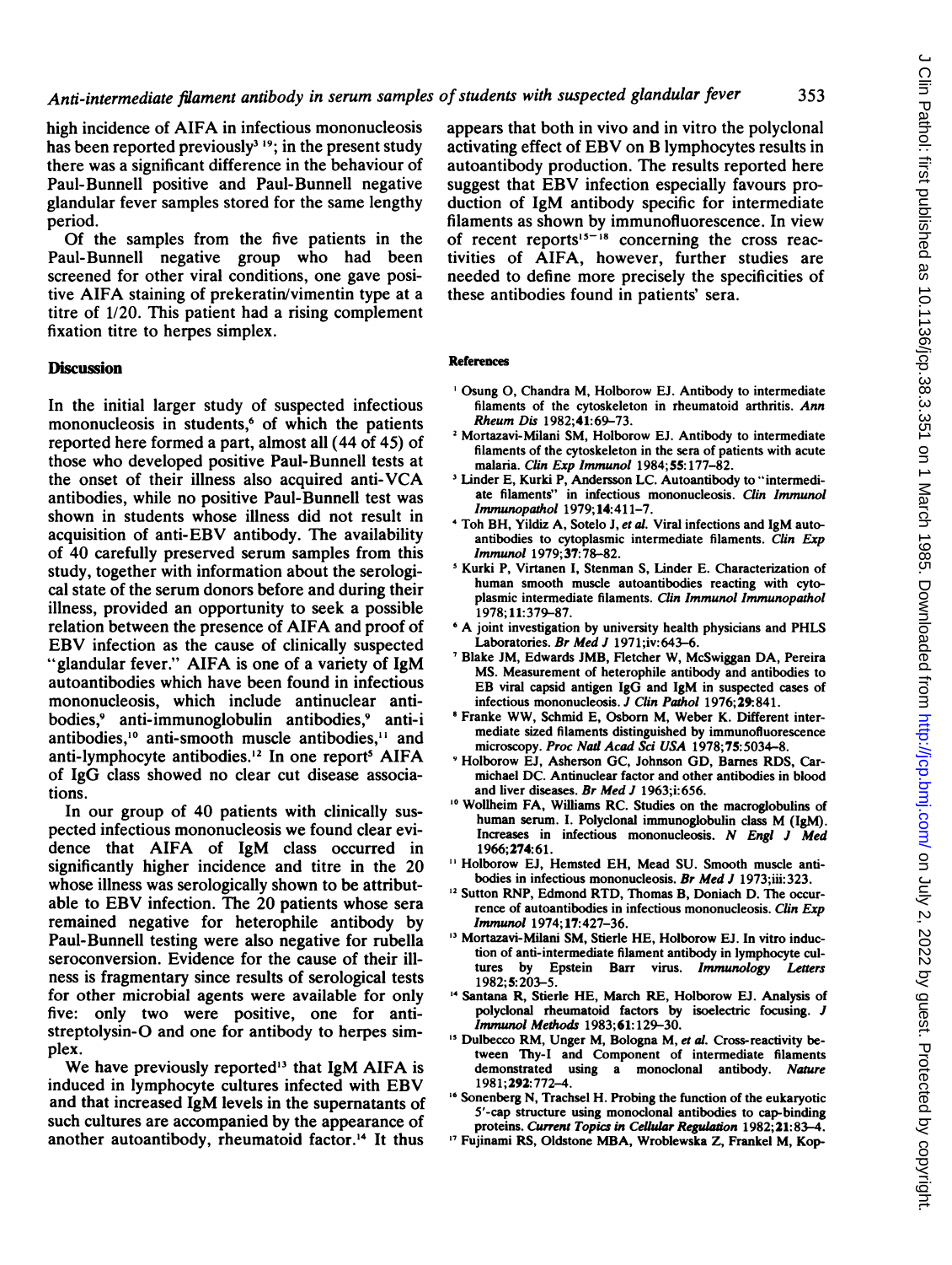high incidence of AIFA in infectious mononucleosis has been reported previously[3 19]; in the present study there was a significant difference in the behaviour of Paul-Bunnell positive and Paul-Bunnell negative glandular fever samples stored for the same lengthy period.

Of the samples from the five patients in the Paul-Bunnell negative group who had been screened for other viral conditions, one gave positive AIFA staining of prekeratin/vimentin type at a titre of 1/20. This patient had a rising complement fixation titre to herpes simplex.

## Discussion

In the initial larger study of suspected infectious mononucleosis in students,[6] of which the patients reported here formed a part, almost all (44 of 45) of those who developed positive Paul-Bunnell tests at the onset of their illness also acquired anti-VCA antibodies, while no positive Paul-Bunnell test was shown in students whose illness did not result in acquisition of anti-EBV antibody. The availability of 40 carefully preserved serum samples from this study, together with information about the serological state of the serum donors before and during their illness, provided an opportunity to seek a possible relation between the presence of AIFA and proof of EBV infection as the cause of clinically suspected "glandular fever." AIFA is one of a variety of IgM autoantibodies which have been found in infectious mononucleosis, which include antinuclear antibodies,[9] anti-immunoglobulin antibodies,[9] anti-i antibodies,[10] anti-smooth muscle antibodies,[11] and anti-lymphocyte antibodies.[12] In one report[5] AIFA of IgG class showed no clear cut disease associations.

In our group of 40 patients with clinically suspected infectious mononucleosis we found clear evidence that AIFA of IgM class occurred in significantly higher incidence and titre in the 20 whose illness was serologically shown to be attributable to EBV infection. The 20 patients whose sera remained negative for heterophile antibody by Paul-Bunnell testing were also negative for rubella seroconversion. Evidence for the cause of their illness is fragmentary since results of serological tests for other microbial agents were available for only five: only two were positive, one for anti-streptolysin-O and one for antibody to herpes simplex.

We have previously reported[13] that IgM AIFA is induced in lymphocyte cultures infected with EBV and that increased IgM levels in the supernatants of such cultures are accompanied by the appearance of another autoantibody, rheumatoid factor.[14] It thus appears that both in vivo and in vitro the polyclonal activating effect of EBV on B lymphocytes results in autoantibody production. The results reported here suggest that EBV infection especially favours production of IgM antibody specific for intermediate filaments as shown by immunofluorescence. In view of recent reports[15-18] concerning the cross reactivities of AIFA, however, further studies are needed to define more precisely the specificities of these antibodies found in patients' sera.

### References

1. Osung O, Chandra M, Holborow EJ. Antibody to intermediate filaments of the cytoskeleton in rheumatoid arthritis. *Ann Rheum Dis* 1982;**41**:69–73.
2. Mortazavi-Milani SM, Holborow EJ. Antibody to intermediate filaments of the cytoskeleton in the sera of patients with acute malaria. *Clin Exp Immunol* 1984;**55**:177–82.
3. Linder E, Kurki P, Andersson LC. Autoantibody to "intermediate filaments" in infectious mononucleosis. *Clin Immunol Immunopathol* 1979;**14**:411–7.
4. Toh BH, Yildiz A, Sotelo J, *et al.* Viral infections and IgM autoantibodies to cytoplasmic intermediate filaments. *Clin Exp Immunol* 1979;**37**:78–82.
5. Kurki P, Virtanen I, Stenman S, Linder E. Characterization of human smooth muscle autoantibodies reacting with cytoplasmic intermediate filaments. *Clin Immunol Immunopathol* 1978;**11**:379–87.
6. A joint investigation by university health physicians and PHLS Laboratories. *Br Med J* 1971;iv:643–6.
7. Blake JM, Edwards JMB, Fletcher W, McSwiggan DA, Pereira MS. Measurement of heterophile antibody and antibodies to EB viral capsid antigen IgG and IgM in suspected cases of infectious mononucleosis. *J Clin Pathol* 1976;**29**:841.
8. Franke WW, Schmid E, Osborn M, Weber K. Different intermediate sized filaments distinguished by immunofluorescence microscopy. *Proc Natl Acad Sci USA* 1978;**75**:5034–8.
9. Holborow EJ, Asherson GC, Johnson GD, Barnes RDS, Carmichael DC. Antinuclear factor and other antibodies in blood and liver diseases. *Br Med J* 1963;i:656.
10. Wollheim FA, Williams RC. Studies on the macroglobulins of human serum. I. Polyclonal immunoglobulin class M (IgM). Increases in infectious mononucleosis. *N Engl J Med* 1966;**274**:61.
11. Holborow EJ, Hemsted EH, Mead SU. Smooth muscle antibodies in infectious mononucleosis. *Br Med J* 1973;iii:323.
12. Sutton RNP, Edmond RTD, Thomas B, Doniach D. The occurrence of autoantibodies in infectious mononucleosis. *Clin Exp Immunol* 1974;**17**:427–36.
13. Mortazavi-Milani SM, Stierle HE, Holborow EJ. In vitro induction of anti-intermediate filament antibody in lymphocyte cultures by Epstein Barr virus. *Immunology Letters* 1982;**5**:203–5.
14. Santana R, Stierle HE, March RE, Holborow EJ. Analysis of polyclonal rheumatoid factors by isoelectric focusing. *J Immunol Methods* 1983;**61**:129–30.
15. Dulbecco RM, Unger M, Bologna M, *et al.* Cross-reactivity between Thy-I and Component of intermediate filaments demonstrated using a monoclonal antibody. *Nature* 1981;**292**:772–4.
16. Sonenberg N, Trachsel H. Probing the function of the eukaryotic 5'-cap structure using monoclonal antibodies to cap-binding proteins. *Current Topics in Cellular Regulation* 1982;**21**:83–4.
17. Fujinami RS, Oldstone MBA, Wroblewska Z, Frankel M, Kop-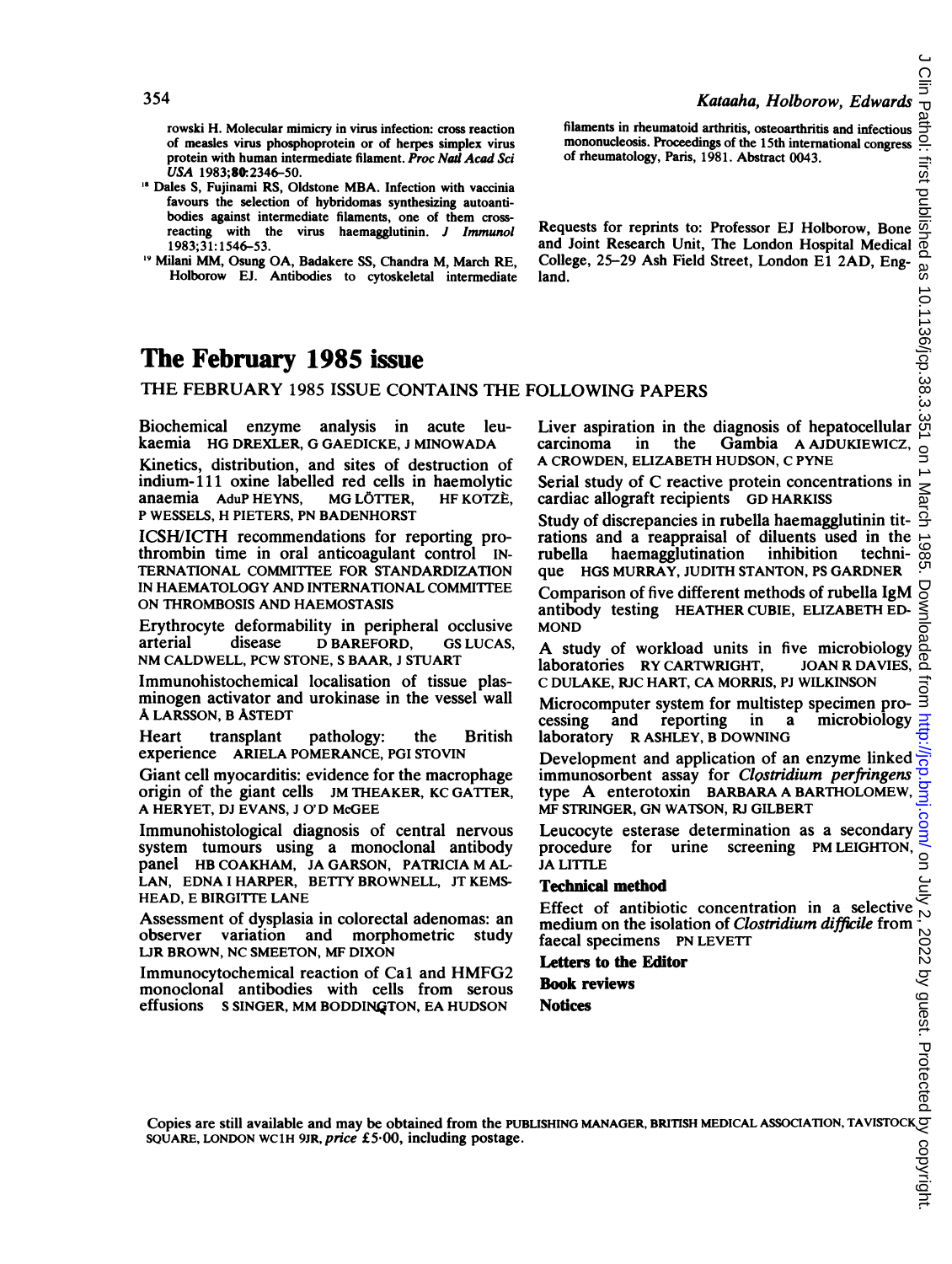rowski H. Molecular mimicry in virus infection: cross reaction of measles virus phosphoprotein or of herpes simplex virus protein with human intermediate filament. *Proc Natl Acad Sci USA* 1983;**80**:2346–50.

[18] Dales S, Fujinami RS, Oldstone MBA. Infection with vaccinia favours the selection of hybridomas synthesizing autoantibodies against intermediate filaments, one of them cross-reacting with the virus haemagglutinin. *J Immunol* 1983;31:1546–53.

[19] Milani MM, Osung OA, Badakere SS, Chandra M, March RE, Holborow EJ. Antibodies to cytoskeletal intermediate filaments in rheumatoid arthritis, osteoarthritis and infectious mononucleosis. Proceedings of the 15th international congress of rheumatology, Paris, 1981. Abstract 0043.

Requests for reprints to: Professor EJ Holborow, Bone and Joint Research Unit, The London Hospital Medical College, 25–29 Ash Field Street, London E1 2AD, England.

# The February 1985 issue

THE FEBRUARY 1985 ISSUE CONTAINS THE FOLLOWING PAPERS

Biochemical enzyme analysis in acute leukaemia HG DREXLER, G GAEDICKE, J MINOWADA

Kinetics, distribution, and sites of destruction of indium-111 oxine labelled red cells in haemolytic anaemia AduP HEYNS, MG LÖTTER, HF KOTZÈ, P WESSELS, H PIETERS, PN BADENHORST

ICSH/ICTH recommendations for reporting prothrombin time in oral anticoagulant control INTERNATIONAL COMMITTEE FOR STANDARDIZATION IN HAEMATOLOGY AND INTERNATIONAL COMMITTEE ON THROMBOSIS AND HAEMOSTASIS

Erythrocyte deformability in peripheral occlusive arterial disease D BAREFORD, GS LUCAS, NM CALDWELL, PCW STONE, S BAAR, J STUART

Immunohistochemical localisation of tissue plasminogen activator and urokinase in the vessel wall Å LARSSON, B ÅSTEDT

Heart transplant pathology: the British experience ARIELA POMERANCE, PGI STOVIN

Giant cell myocarditis: evidence for the macrophage origin of the giant cells JM THEAKER, KC GATTER, A HERYET, DJ EVANS, J O'D McGEE

Immunohistological diagnosis of central nervous system tumours using a monoclonal antibody panel HB COAKHAM, JA GARSON, PATRICIA M ALLAN, EDNA I HARPER, BETTY BROWNELL, JT KEMSHEAD, E BIRGITTE LANE

Assessment of dysplasia in colorectal adenomas: an observer variation and morphometric study LJR BROWN, NC SMEETON, MF DIXON

Immunocytochemical reaction of Ca1 and HMFG2 monoclonal antibodies with cells from serous effusions S SINGER, MM BODDINGTON, EA HUDSON

Liver aspiration in the diagnosis of hepatocellular carcinoma in the Gambia A AJDUKIEWICZ, A CROWDEN, ELIZABETH HUDSON, C PYNE

Serial study of C reactive protein concentrations in cardiac allograft recipients GD HARKISS

Study of discrepancies in rubella haemagglutinin titrations and a reappraisal of diluents used in the rubella haemagglutination inhibition technique HGS MURRAY, JUDITH STANTON, PS GARDNER

Comparison of five different methods of rubella IgM antibody testing HEATHER CUBIE, ELIZABETH EDMOND

A study of workload units in five microbiology laboratories RY CARTWRIGHT, JOAN R DAVIES, C DULAKE, RJC HART, CA MORRIS, PJ WILKINSON

Microcomputer system for multistep specimen processing and reporting in a microbiology laboratory R ASHLEY, B DOWNING

Development and application of an enzyme linked immunosorbent assay for *Clostridium perfringens* type A enterotoxin BARBARA A BARTHOLOMEW, MF STRINGER, GN WATSON, RJ GILBERT

Leucocyte esterase determination as a secondary procedure for urine screening PM LEIGHTON, JA LITTLE

**Technical method**

Effect of antibiotic concentration in a selective medium on the isolation of *Clostridium difficile* from faecal specimens PN LEVETT

**Letters to the Editor**

**Book reviews**

**Notices**

Copies are still available and may be obtained from the PUBLISHING MANAGER, BRITISH MEDICAL ASSOCIATION, TAVISTOCK SQUARE, LONDON WC1H 9JR, *price* £5·00, including postage.